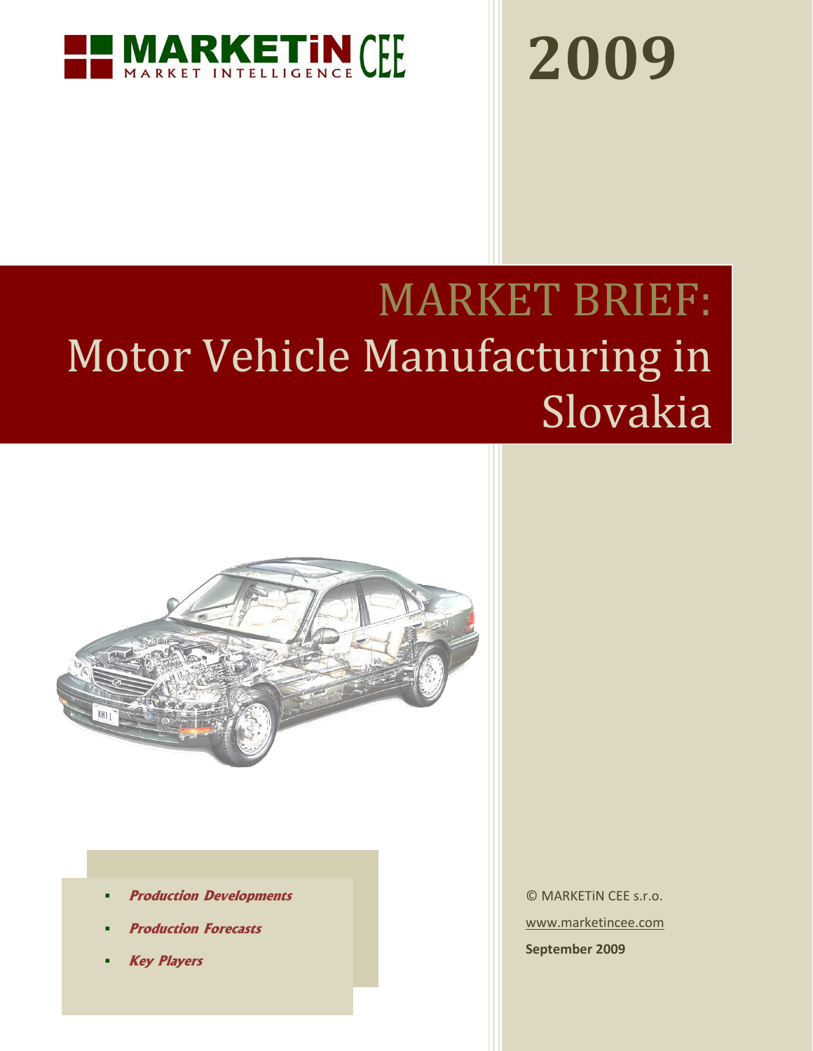MARKETiN CEE
MARKET INTELLIGENCE

# 2009

# MARKET BRIEF:
# Motor Vehicle Manufacturing in Slovakia

- ***Production Developments***
- ***Production Forecasts***
- ***Key Players***

© MARKETiN CEE s.r.o.

www.marketincee.com

**September 2009**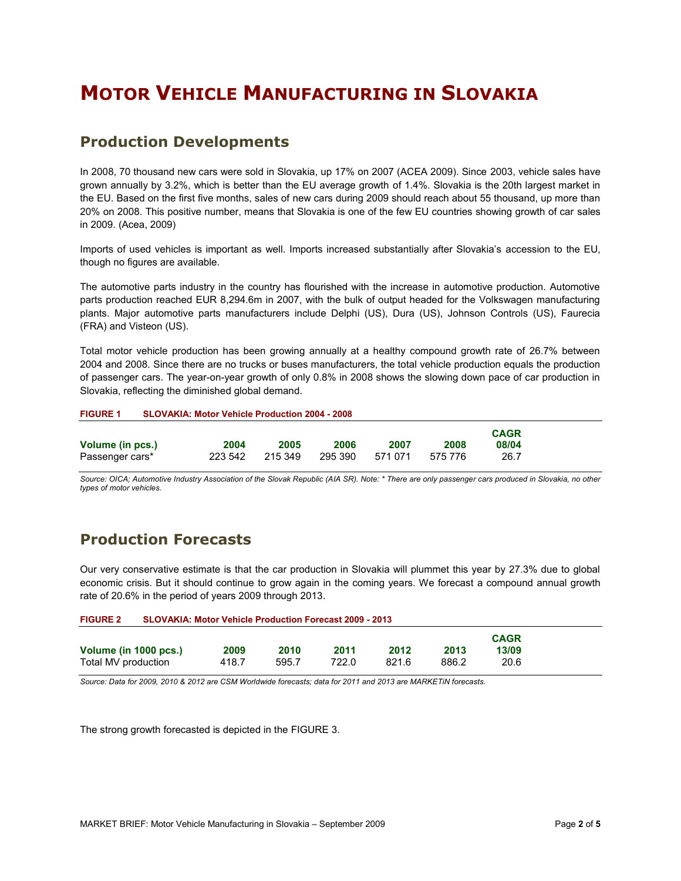# Motor Vehicle Manufacturing in Slovakia

## Production Developments

In 2008, 70 thousand new cars were sold in Slovakia, up 17% on 2007 (ACEA 2009). Since 2003, vehicle sales have grown annually by 3.2%, which is better than the EU average growth of 1.4%. Slovakia is the 20th largest market in the EU. Based on the first five months, sales of new cars during 2009 should reach about 55 thousand, up more than 20% on 2008. This positive number, means that Slovakia is one of the few EU countries showing growth of car sales in 2009. (Acea, 2009)

Imports of used vehicles is important as well. Imports increased substantially after Slovakia's accession to the EU, though no figures are available.

The automotive parts industry in the country has flourished with the increase in automotive production. Automotive parts production reached EUR 8,294.6m in 2007, with the bulk of output headed for the Volkswagen manufacturing plants. Major automotive parts manufacturers include Delphi (US), Dura (US), Johnson Controls (US), Faurecia (FRA) and Visteon (US).

Total motor vehicle production has been growing annually at a healthy compound growth rate of 26.7% between 2004 and 2008. Since there are no trucks or buses manufacturers, the total vehicle production equals the production of passenger cars. The year-on-year growth of only 0.8% in 2008 shows the slowing down pace of car production in Slovakia, reflecting the diminished global demand.

**FIGURE 1 SLOVAKIA: Motor Vehicle Production 2004 - 2008**

| Volume (in pcs.) | 2004 | 2005 | 2006 | 2007 | 2008 | CAGR 08/04 |
|---|---|---|---|---|---|---|
| Passenger cars* | 223 542 | 215 349 | 295 390 | 571 071 | 575 776 | 26.7 |

*Source: OICA; Automotive Industry Association of the Slovak Republic (AIA SR). Note: * There are only passenger cars produced in Slovakia, no other types of motor vehicles.*

## Production Forecasts

Our very conservative estimate is that the car production in Slovakia will plummet this year by 27.3% due to global economic crisis. But it should continue to grow again in the coming years. We forecast a compound annual growth rate of 20.6% in the period of years 2009 through 2013.

**FIGURE 2 SLOVAKIA: Motor Vehicle Production Forecast 2009 - 2013**

| Volume (in 1000 pcs.) | 2009 | 2010 | 2011 | 2012 | 2013 | CAGR 13/09 |
|---|---|---|---|---|---|---|
| Total MV production | 418.7 | 595.7 | 722.0 | 821.6 | 886.2 | 20.6 |

*Source: Data for 2009, 2010 & 2012 are CSM Worldwide forecasts; data for 2011 and 2013 are MARKETiN forecasts.*

The strong growth forecasted is depicted in the FIGURE 3.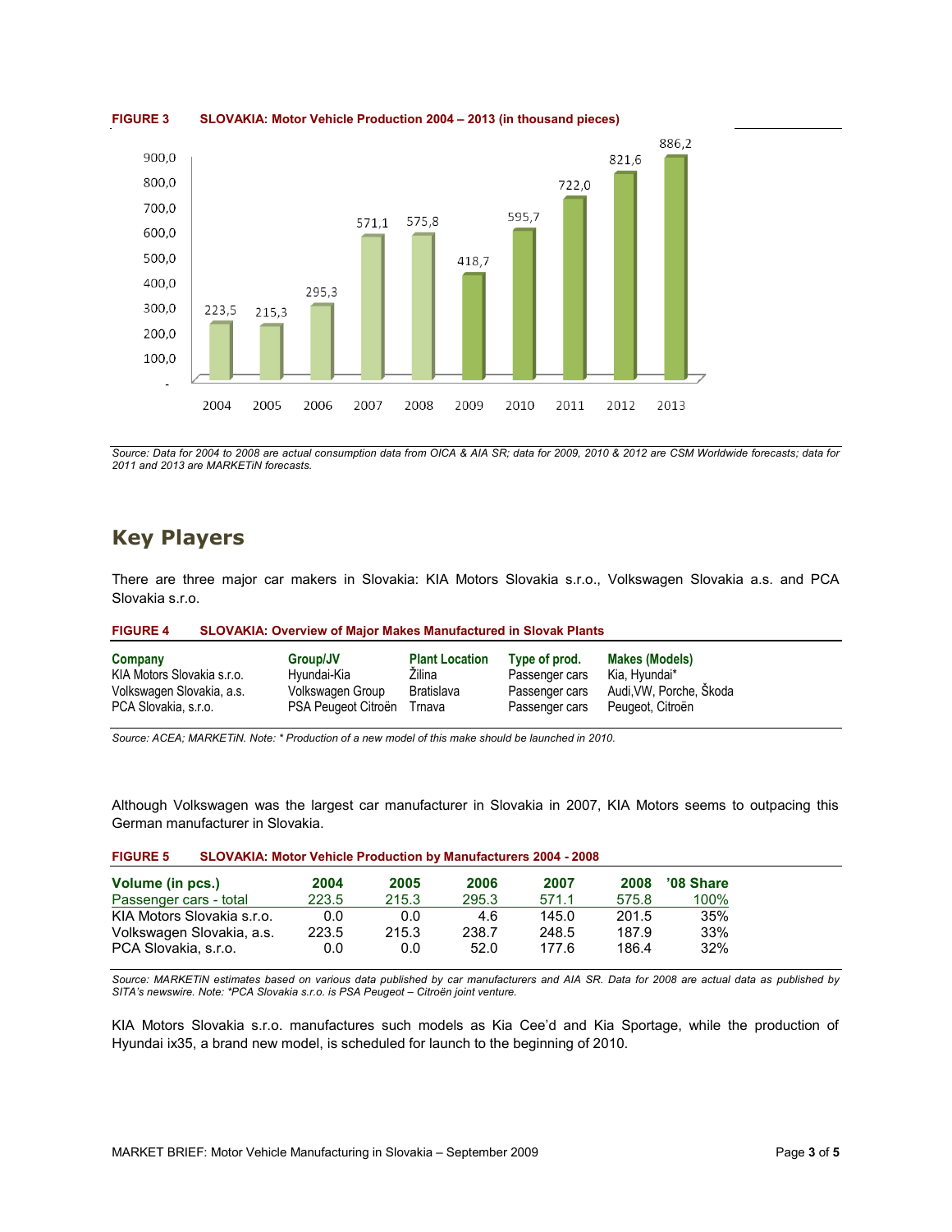**FIGURE 3 SLOVAKIA: Motor Vehicle Production 2004 – 2013 (in thousand pieces)**

| Year | Production |
|---|---|
| 2004 | 223,5 |
| 2005 | 215,3 |
| 2006 | 295,3 |
| 2007 | 571,1 |
| 2008 | 575,8 |
| 2009 | 418,7 |
| 2010 | 595,7 |
| 2011 | 722,0 |
| 2012 | 821,6 |
| 2013 | 886,2 |

*Source: Data for 2004 to 2008 are actual consumption data from OICA & AIA SR; data for 2009, 2010 & 2012 are CSM Worldwide forecasts; data for 2011 and 2013 are MARKETiN forecasts.*

## Key Players

There are three major car makers in Slovakia: KIA Motors Slovakia s.r.o., Volkswagen Slovakia a.s. and PCA Slovakia s.r.o.

**FIGURE 4 SLOVAKIA: Overview of Major Makes Manufactured in Slovak Plants**

| Company | Group/JV | Plant Location | Type of prod. | Makes (Models) |
|---|---|---|---|---|
| KIA Motors Slovakia s.r.o. | Hyundai-Kia | Žilina | Passenger cars | Kia, Hyundai* |
| Volkswagen Slovakia, a.s. | Volkswagen Group | Bratislava | Passenger cars | Audi,VW, Porche, Škoda |
| PCA Slovakia, s.r.o. | PSA Peugeot Citroën | Trnava | Passenger cars | Peugeot, Citroën |

*Source: ACEA; MARKETiN. Note: * Production of a new model of this make should be launched in 2010.*

Although Volkswagen was the largest car manufacturer in Slovakia in 2007, KIA Motors seems to outpacing this German manufacturer in Slovakia.

**FIGURE 5 SLOVAKIA: Motor Vehicle Production by Manufacturers 2004 - 2008**

| Volume (in pcs.) | 2004 | 2005 | 2006 | 2007 | 2008 | '08 Share |
|---|---|---|---|---|---|---|
| Passenger cars - total | 223.5 | 215.3 | 295.3 | 571.1 | 575.8 | 100% |
| KIA Motors Slovakia s.r.o. | 0.0 | 0.0 | 4.6 | 145.0 | 201.5 | 35% |
| Volkswagen Slovakia, a.s. | 223.5 | 215.3 | 238.7 | 248.5 | 187.9 | 33% |
| PCA Slovakia, s.r.o. | 0.0 | 0.0 | 52.0 | 177.6 | 186.4 | 32% |

*Source: MARKETiN estimates based on various data published by car manufacturers and AIA SR. Data for 2008 are actual data as published by SITA's newswire. Note: *PCA Slovakia s.r.o. is PSA Peugeot – Citroën joint venture.*

KIA Motors Slovakia s.r.o. manufactures such models as Kia Cee'd and Kia Sportage, while the production of Hyundai ix35, a brand new model, is scheduled for launch to the beginning of 2010.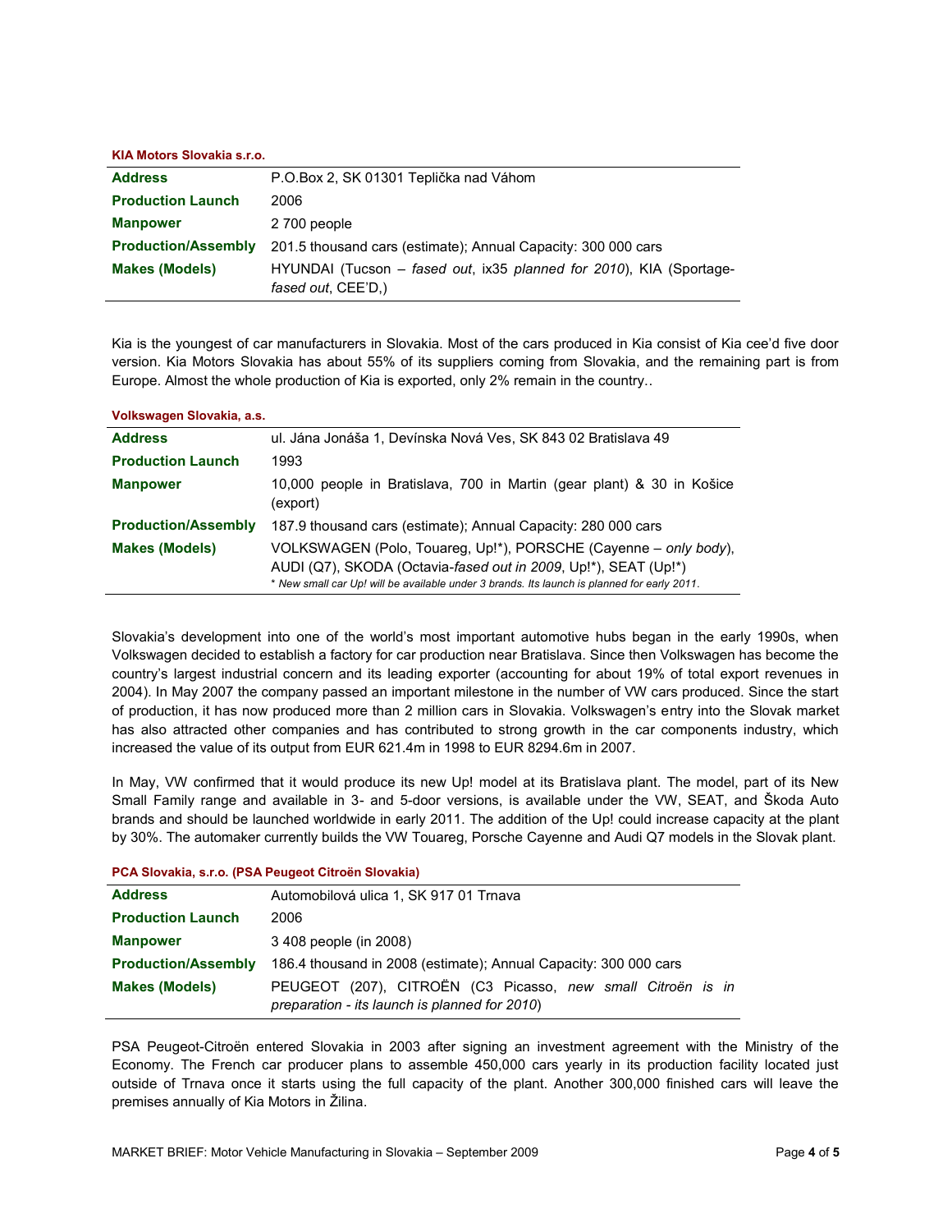#### KIA Motors Slovakia s.r.o.

| | |
|---|---|
| **Address** | P.O.Box 2, SK 01301 Teplička nad Váhom |
| **Production Launch** | 2006 |
| **Manpower** | 2 700 people |
| **Production/Assembly** | 201.5 thousand cars (estimate); Annual Capacity: 300 000 cars |
| **Makes (Models)** | HYUNDAI (Tucson – *fased out*, ix35 *planned for 2010*), KIA (Sportage-*fased out*, CEE'D,) |

Kia is the youngest of car manufacturers in Slovakia. Most of the cars produced in Kia consist of Kia cee'd five door version. Kia Motors Slovakia has about 55% of its suppliers coming from Slovakia, and the remaining part is from Europe. Almost the whole production of Kia is exported, only 2% remain in the country..

#### Volkswagen Slovakia, a.s.

| | |
|---|---|
| **Address** | ul. Jána Jonáša 1, Devínska Nová Ves, SK 843 02 Bratislava 49 |
| **Production Launch** | 1993 |
| **Manpower** | 10,000 people in Bratislava, 700 in Martin (gear plant) & 30 in Košice (export) |
| **Production/Assembly** | 187.9 thousand cars (estimate); Annual Capacity: 280 000 cars |
| **Makes (Models)** | VOLKSWAGEN (Polo, Touareg, Up!*), PORSCHE (Cayenne – *only body*), AUDI (Q7), SKODA (Octavia-*fased out in 2009*, Up!*), SEAT (Up!*) <br> *\* New small car Up! will be available under 3 brands. Its launch is planned for early 2011.* |

Slovakia's development into one of the world's most important automotive hubs began in the early 1990s, when Volkswagen decided to establish a factory for car production near Bratislava. Since then Volkswagen has become the country's largest industrial concern and its leading exporter (accounting for about 19% of total export revenues in 2004). In May 2007 the company passed an important milestone in the number of VW cars produced. Since the start of production, it has now produced more than 2 million cars in Slovakia. Volkswagen's entry into the Slovak market has also attracted other companies and has contributed to strong growth in the car components industry, which increased the value of its output from EUR 621.4m in 1998 to EUR 8294.6m in 2007.

In May, VW confirmed that it would produce its new Up! model at its Bratislava plant. The model, part of its New Small Family range and available in 3- and 5-door versions, is available under the VW, SEAT, and Škoda Auto brands and should be launched worldwide in early 2011. The addition of the Up! could increase capacity at the plant by 30%. The automaker currently builds the VW Touareg, Porsche Cayenne and Audi Q7 models in the Slovak plant.

#### PCA Slovakia, s.r.o. (PSA Peugeot Citroën Slovakia)

| | |
|---|---|
| **Address** | Automobilová ulica 1, SK 917 01 Trnava |
| **Production Launch** | 2006 |
| **Manpower** | 3 408 people (in 2008) |
| **Production/Assembly** | 186.4 thousand in 2008 (estimate); Annual Capacity: 300 000 cars |
| **Makes (Models)** | PEUGEOT (207), CITROËN (C3 Picasso, *new small Citroën is in preparation - its launch is planned for 2010*) |

PSA Peugeot-Citroën entered Slovakia in 2003 after signing an investment agreement with the Ministry of the Economy. The French car producer plans to assemble 450,000 cars yearly in its production facility located just outside of Trnava once it starts using the full capacity of the plant. Another 300,000 finished cars will leave the premises annually of Kia Motors in Žilina.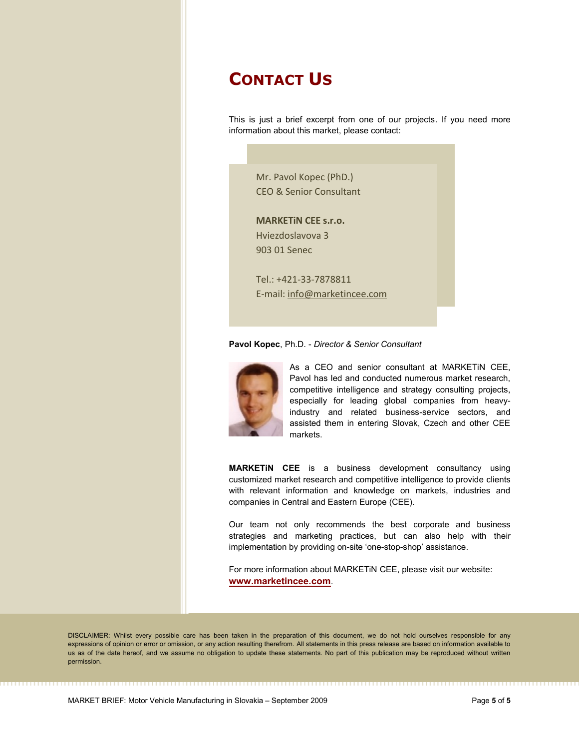# Contact Us

This is just a brief excerpt from one of our projects. If you need more information about this market, please contact:

Mr. Pavol Kopec (PhD.)
CEO & Senior Consultant

**MARKETiN CEE s.r.o.**
Hviezdoslavova 3
903 01 Senec

Tel.: +421-33-7878811
E-mail: info@marketincee.com

**Pavol Kopec**, Ph.D. - *Director & Senior Consultant*

As a CEO and senior consultant at MARKETiN CEE, Pavol has led and conducted numerous market research, competitive intelligence and strategy consulting projects, especially for leading global companies from heavy-industry and related business-service sectors, and assisted them in entering Slovak, Czech and other CEE markets.

**MARKETiN CEE** is a business development consultancy using customized market research and competitive intelligence to provide clients with relevant information and knowledge on markets, industries and companies in Central and Eastern Europe (CEE).

Our team not only recommends the best corporate and business strategies and marketing practices, but can also help with their implementation by providing on-site 'one-stop-shop' assistance.

For more information about MARKETiN CEE, please visit our website: **www.marketincee.com**.

DISCLAIMER: Whilst every possible care has been taken in the preparation of this document, we do not hold ourselves responsible for any expressions of opinion or error or omission, or any action resulting therefrom. All statements in this press release are based on information available to us as of the date hereof, and we assume no obligation to update these statements. No part of this publication may be reproduced without written permission.